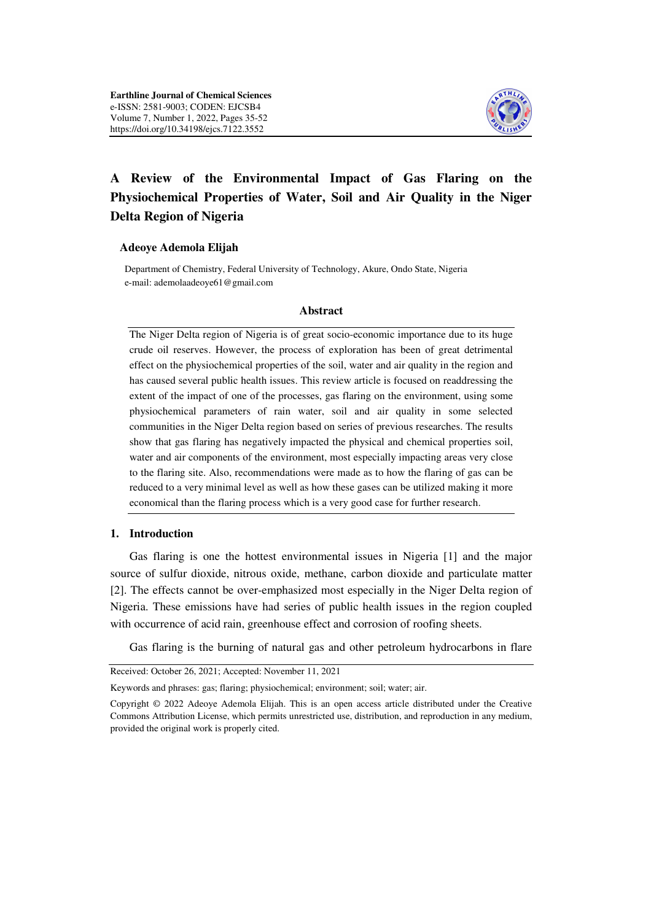# A Review of the Environmental Impact of Gas Flaring on the Physiochemical Properties of Water, Soil and Air Quality in the Niger Delta Region of Nigeria

**Adeoye Ademola Elijah**

Department of Chemistry, Federal University of Technology, Akure, Ondo State, Nigeria
e-mail: ademolaadeoye61@gmail.com

## Abstract

The Niger Delta region of Nigeria is of great socio-economic importance due to its huge crude oil reserves. However, the process of exploration has been of great detrimental effect on the physiochemical properties of the soil, water and air quality in the region and has caused several public health issues. This review article is focused on readdressing the extent of the impact of one of the processes, gas flaring on the environment, using some physiochemical parameters of rain water, soil and air quality in some selected communities in the Niger Delta region based on series of previous researches. The results show that gas flaring has negatively impacted the physical and chemical properties soil, water and air components of the environment, most especially impacting areas very close to the flaring site. Also, recommendations were made as to how the flaring of gas can be reduced to a very minimal level as well as how these gases can be utilized making it more economical than the flaring process which is a very good case for further research.

## 1. Introduction

Gas flaring is one the hottest environmental issues in Nigeria [1] and the major source of sulfur dioxide, nitrous oxide, methane, carbon dioxide and particulate matter [2]. The effects cannot be over-emphasized most especially in the Niger Delta region of Nigeria. These emissions have had series of public health issues in the region coupled with occurrence of acid rain, greenhouse effect and corrosion of roofing sheets.

Gas flaring is the burning of natural gas and other petroleum hydrocarbons in flare

---

Received: October 26, 2021; Accepted: November 11, 2021

Keywords and phrases: gas; flaring; physiochemical; environment; soil; water; air.

Copyright © 2022 Adeoye Ademola Elijah. This is an open access article distributed under the Creative Commons Attribution License, which permits unrestricted use, distribution, and reproduction in any medium, provided the original work is properly cited.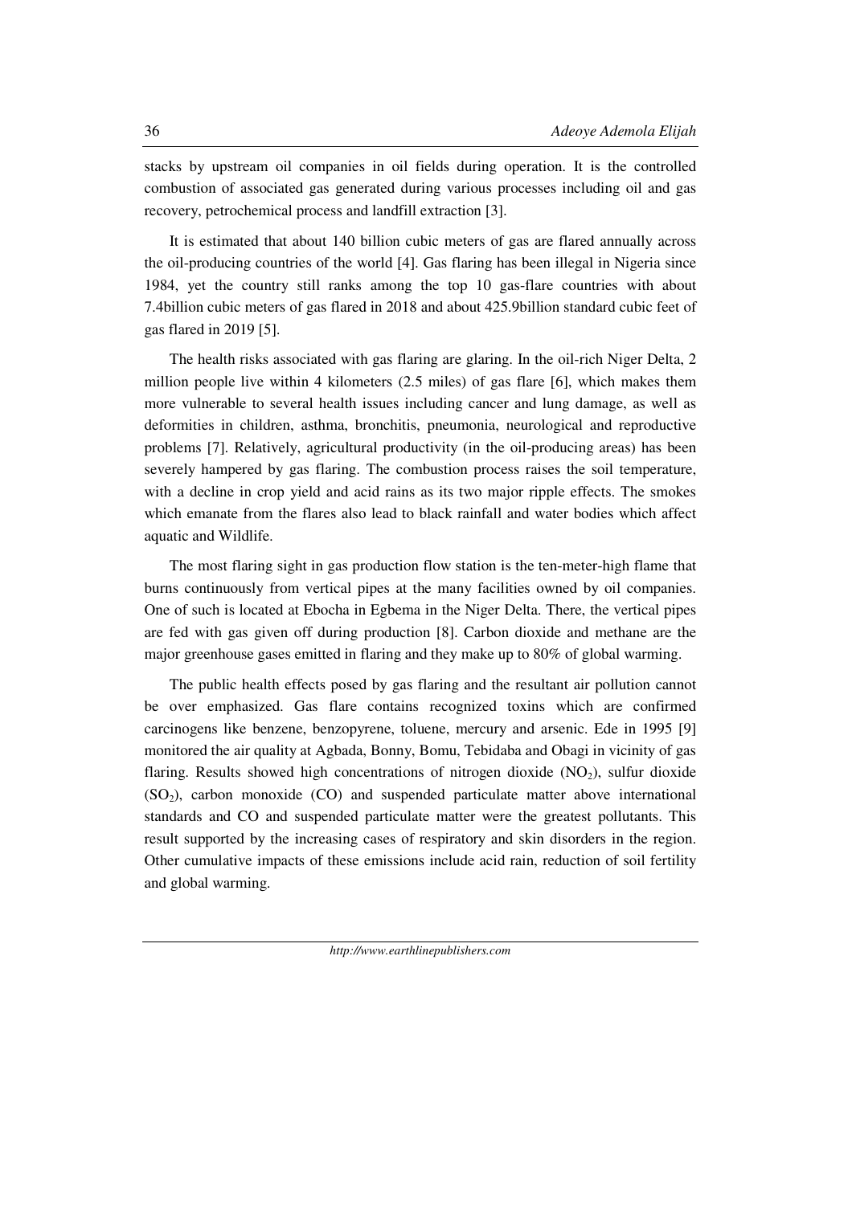stacks by upstream oil companies in oil fields during operation. It is the controlled combustion of associated gas generated during various processes including oil and gas recovery, petrochemical process and landfill extraction [3].

It is estimated that about 140 billion cubic meters of gas are flared annually across the oil-producing countries of the world [4]. Gas flaring has been illegal in Nigeria since 1984, yet the country still ranks among the top 10 gas-flare countries with about 7.4billion cubic meters of gas flared in 2018 and about 425.9billion standard cubic feet of gas flared in 2019 [5].

The health risks associated with gas flaring are glaring. In the oil-rich Niger Delta, 2 million people live within 4 kilometers (2.5 miles) of gas flare [6], which makes them more vulnerable to several health issues including cancer and lung damage, as well as deformities in children, asthma, bronchitis, pneumonia, neurological and reproductive problems [7]. Relatively, agricultural productivity (in the oil-producing areas) has been severely hampered by gas flaring. The combustion process raises the soil temperature, with a decline in crop yield and acid rains as its two major ripple effects. The smokes which emanate from the flares also lead to black rainfall and water bodies which affect aquatic and Wildlife.

The most flaring sight in gas production flow station is the ten-meter-high flame that burns continuously from vertical pipes at the many facilities owned by oil companies. One of such is located at Ebocha in Egbema in the Niger Delta. There, the vertical pipes are fed with gas given off during production [8]. Carbon dioxide and methane are the major greenhouse gases emitted in flaring and they make up to 80% of global warming.

The public health effects posed by gas flaring and the resultant air pollution cannot be over emphasized. Gas flare contains recognized toxins which are confirmed carcinogens like benzene, benzopyrene, toluene, mercury and arsenic. Ede in 1995 [9] monitored the air quality at Agbada, Bonny, Bomu, Tebidaba and Obagi in vicinity of gas flaring. Results showed high concentrations of nitrogen dioxide ($NO_2$), sulfur dioxide ($SO_2$), carbon monoxide (CO) and suspended particulate matter above international standards and CO and suspended particulate matter were the greatest pollutants. This result supported by the increasing cases of respiratory and skin disorders in the region. Other cumulative impacts of these emissions include acid rain, reduction of soil fertility and global warming.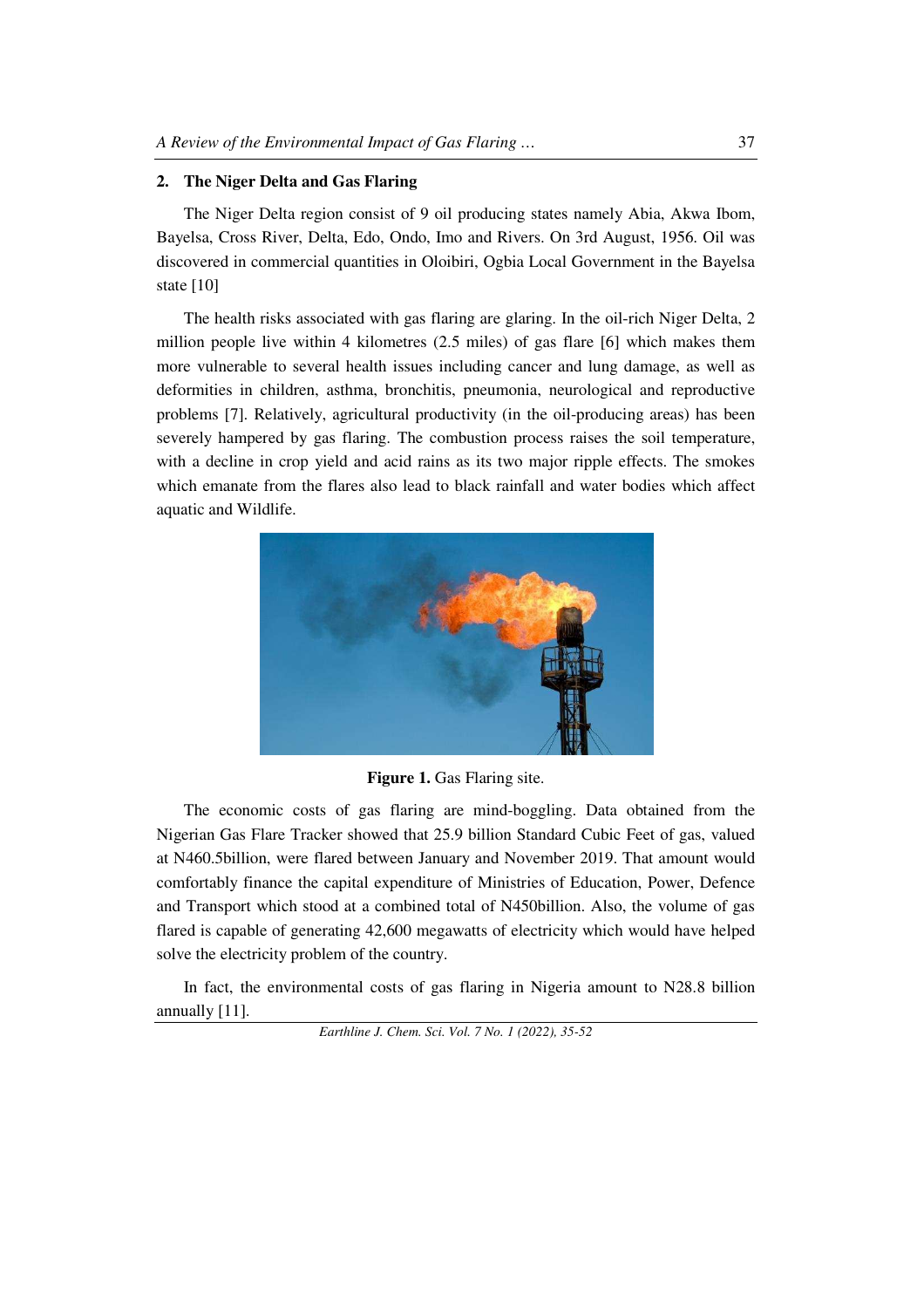## 2. The Niger Delta and Gas Flaring

The Niger Delta region consist of 9 oil producing states namely Abia, Akwa Ibom, Bayelsa, Cross River, Delta, Edo, Ondo, Imo and Rivers. On 3rd August, 1956. Oil was discovered in commercial quantities in Oloibiri, Ogbia Local Government in the Bayelsa state [10]

The health risks associated with gas flaring are glaring. In the oil-rich Niger Delta, 2 million people live within 4 kilometres (2.5 miles) of gas flare [6] which makes them more vulnerable to several health issues including cancer and lung damage, as well as deformities in children, asthma, bronchitis, pneumonia, neurological and reproductive problems [7]. Relatively, agricultural productivity (in the oil-producing areas) has been severely hampered by gas flaring. The combustion process raises the soil temperature, with a decline in crop yield and acid rains as its two major ripple effects. The smokes which emanate from the flares also lead to black rainfall and water bodies which affect aquatic and Wildlife.

**Figure 1.** Gas Flaring site.

The economic costs of gas flaring are mind-boggling. Data obtained from the Nigerian Gas Flare Tracker showed that 25.9 billion Standard Cubic Feet of gas, valued at N460.5billion, were flared between January and November 2019. That amount would comfortably finance the capital expenditure of Ministries of Education, Power, Defence and Transport which stood at a combined total of N450billion. Also, the volume of gas flared is capable of generating 42,600 megawatts of electricity which would have helped solve the electricity problem of the country.

In fact, the environmental costs of gas flaring in Nigeria amount to N28.8 billion annually [11].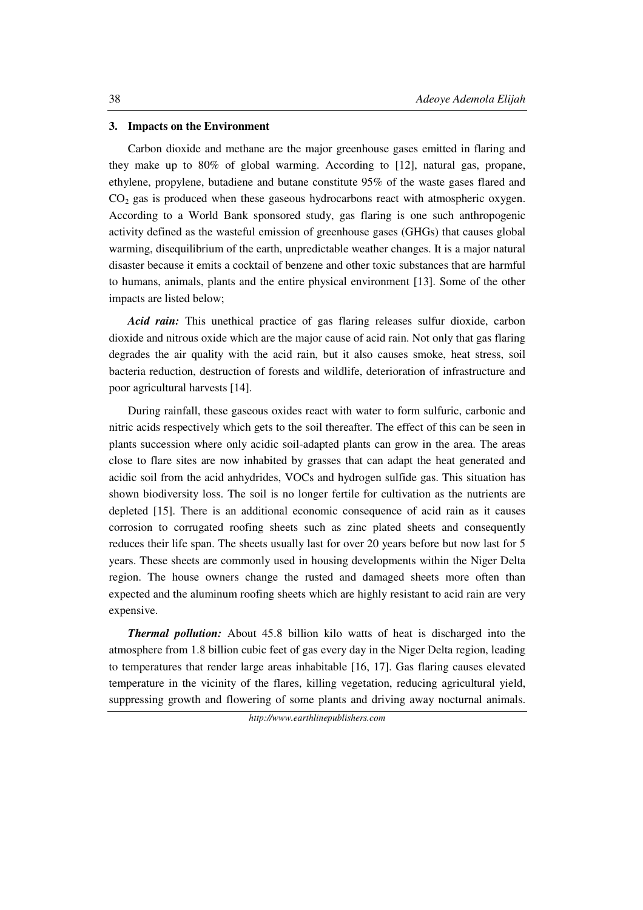## 3. Impacts on the Environment

Carbon dioxide and methane are the major greenhouse gases emitted in flaring and they make up to 80% of global warming. According to [12], natural gas, propane, ethylene, propylene, butadiene and butane constitute 95% of the waste gases flared and $CO_2$ gas is produced when these gaseous hydrocarbons react with atmospheric oxygen. According to a World Bank sponsored study, gas flaring is one such anthropogenic activity defined as the wasteful emission of greenhouse gases (GHGs) that causes global warming, disequilibrium of the earth, unpredictable weather changes. It is a major natural disaster because it emits a cocktail of benzene and other toxic substances that are harmful to humans, animals, plants and the entire physical environment [13]. Some of the other impacts are listed below;

***Acid rain:*** This unethical practice of gas flaring releases sulfur dioxide, carbon dioxide and nitrous oxide which are the major cause of acid rain. Not only that gas flaring degrades the air quality with the acid rain, but it also causes smoke, heat stress, soil bacteria reduction, destruction of forests and wildlife, deterioration of infrastructure and poor agricultural harvests [14].

During rainfall, these gaseous oxides react with water to form sulfuric, carbonic and nitric acids respectively which gets to the soil thereafter. The effect of this can be seen in plants succession where only acidic soil-adapted plants can grow in the area. The areas close to flare sites are now inhabited by grasses that can adapt the heat generated and acidic soil from the acid anhydrides, VOCs and hydrogen sulfide gas. This situation has shown biodiversity loss. The soil is no longer fertile for cultivation as the nutrients are depleted [15]. There is an additional economic consequence of acid rain as it causes corrosion to corrugated roofing sheets such as zinc plated sheets and consequently reduces their life span. The sheets usually last for over 20 years before but now last for 5 years. These sheets are commonly used in housing developments within the Niger Delta region. The house owners change the rusted and damaged sheets more often than expected and the aluminum roofing sheets which are highly resistant to acid rain are very expensive.

***Thermal pollution:*** About 45.8 billion kilo watts of heat is discharged into the atmosphere from 1.8 billion cubic feet of gas every day in the Niger Delta region, leading to temperatures that render large areas inhabitable [16, 17]. Gas flaring causes elevated temperature in the vicinity of the flares, killing vegetation, reducing agricultural yield, suppressing growth and flowering of some plants and driving away nocturnal animals.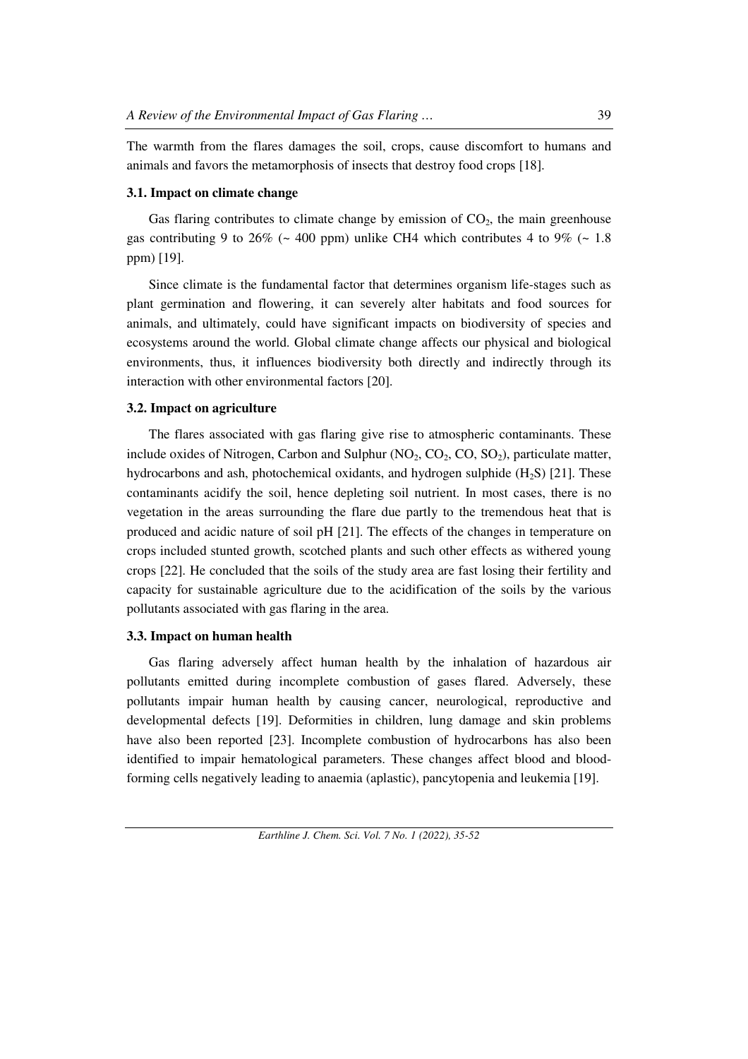The warmth from the flares damages the soil, crops, cause discomfort to humans and animals and favors the metamorphosis of insects that destroy food crops [18].

### 3.1. Impact on climate change

Gas flaring contributes to climate change by emission of $CO_2$, the main greenhouse gas contributing 9 to 26% (~ 400 ppm) unlike CH4 which contributes 4 to 9% (~ 1.8 ppm) [19].

Since climate is the fundamental factor that determines organism life-stages such as plant germination and flowering, it can severely alter habitats and food sources for animals, and ultimately, could have significant impacts on biodiversity of species and ecosystems around the world. Global climate change affects our physical and biological environments, thus, it influences biodiversity both directly and indirectly through its interaction with other environmental factors [20].

### 3.2. Impact on agriculture

The flares associated with gas flaring give rise to atmospheric contaminants. These include oxides of Nitrogen, Carbon and Sulphur ($NO_2$, $CO_2$, $CO$, $SO_2$), particulate matter, hydrocarbons and ash, photochemical oxidants, and hydrogen sulphide ($H_2S$) [21]. These contaminants acidify the soil, hence depleting soil nutrient. In most cases, there is no vegetation in the areas surrounding the flare due partly to the tremendous heat that is produced and acidic nature of soil pH [21]. The effects of the changes in temperature on crops included stunted growth, scotched plants and such other effects as withered young crops [22]. He concluded that the soils of the study area are fast losing their fertility and capacity for sustainable agriculture due to the acidification of the soils by the various pollutants associated with gas flaring in the area.

### 3.3. Impact on human health

Gas flaring adversely affect human health by the inhalation of hazardous air pollutants emitted during incomplete combustion of gases flared. Adversely, these pollutants impair human health by causing cancer, neurological, reproductive and developmental defects [19]. Deformities in children, lung damage and skin problems have also been reported [23]. Incomplete combustion of hydrocarbons has also been identified to impair hematological parameters. These changes affect blood and blood-forming cells negatively leading to anaemia (aplastic), pancytopenia and leukemia [19].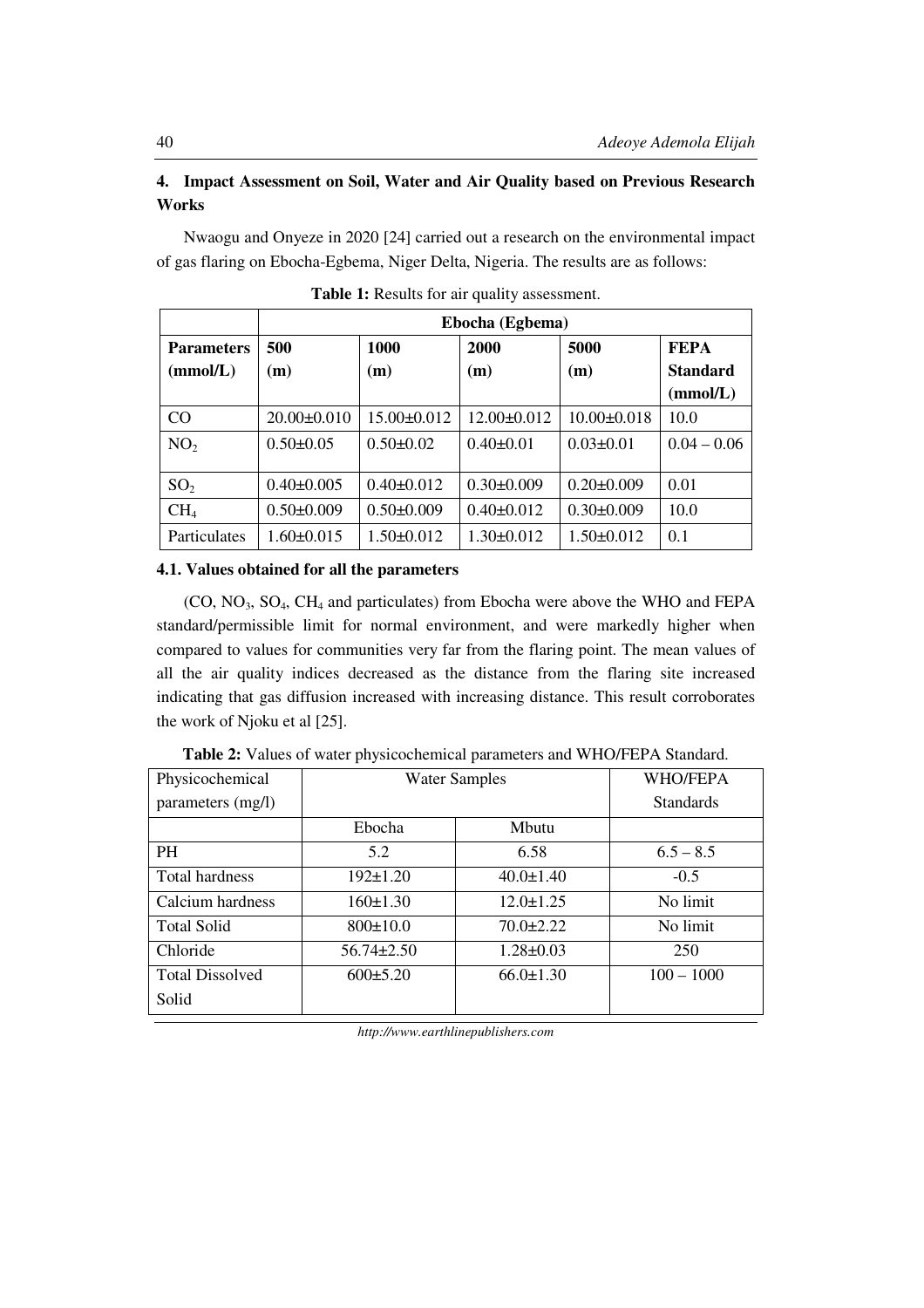## 4. Impact Assessment on Soil, Water and Air Quality based on Previous Research Works

Nwaogu and Onyeze in 2020 [24] carried out a research on the environmental impact of gas flaring on Ebocha-Egbema, Niger Delta, Nigeria. The results are as follows:

**Table 1:** Results for air quality assessment.

| | Ebocha (Egbema) | | | | |
|---|---|---|---|---|---|
| **Parameters (mmol/L)** | **500 (m)** | **1000 (m)** | **2000 (m)** | **5000 (m)** | **FEPA Standard (mmol/L)** |
| CO | 20.00±0.010 | 15.00±0.012 | 12.00±0.012 | 10.00±0.018 | 10.0 |
| $NO_2$ | 0.50±0.05 | 0.50±0.02 | 0.40±0.01 | 0.03±0.01 | 0.04 – 0.06 |
| $SO_2$ | 0.40±0.005 | 0.40±0.012 | 0.30±0.009 | 0.20±0.009 | 0.01 |
| $CH_4$ | 0.50±0.009 | 0.50±0.009 | 0.40±0.012 | 0.30±0.009 | 10.0 |
| Particulates | 1.60±0.015 | 1.50±0.012 | 1.30±0.012 | 1.50±0.012 | 0.1 |

### 4.1. Values obtained for all the parameters

(CO, $NO_3$, $SO_4$, $CH_4$ and particulates) from Ebocha were above the WHO and FEPA standard/permissible limit for normal environment, and were markedly higher when compared to values for communities very far from the flaring point. The mean values of all the air quality indices decreased as the distance from the flaring site increased indicating that gas diffusion increased with increasing distance. This result corroborates the work of Njoku et al [25].

**Table 2:** Values of water physicochemical parameters and WHO/FEPA Standard.

| Physicochemical parameters (mg/l) | Water Samples | | WHO/FEPA Standards |
|---|---|---|---|
| | Ebocha | Mbutu | |
| PH | 5.2 | 6.58 | 6.5 – 8.5 |
| Total hardness | 192±1.20 | 40.0±1.40 | -0.5 |
| Calcium hardness | 160±1.30 | 12.0±1.25 | No limit |
| Total Solid | 800±10.0 | 70.0±2.22 | No limit |
| Chloride | 56.74±2.50 | 1.28±0.03 | 250 |
| Total Dissolved Solid | 600±5.20 | 66.0±1.30 | 100 – 1000 |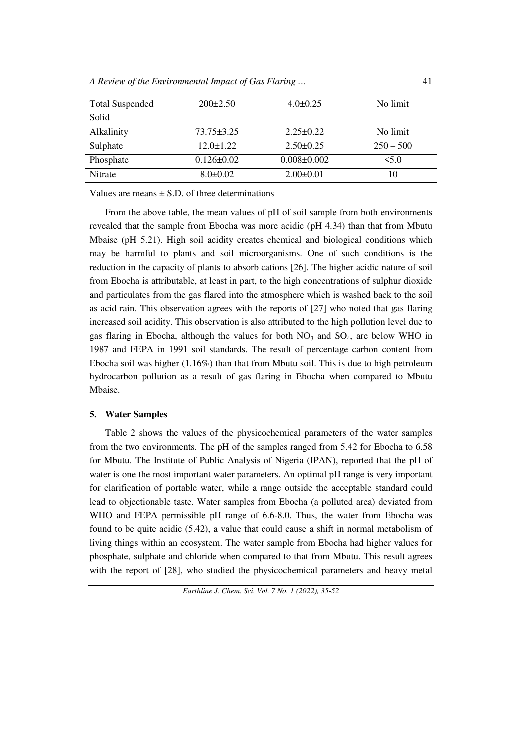| Total Suspended Solid | 200±2.50 | 4.0±0.25 | No limit |
|---|---|---|---|
| Alkalinity | 73.75±3.25 | 2.25±0.22 | No limit |
| Sulphate | 12.0±1.22 | 2.50±0.25 | 250 – 500 |
| Phosphate | 0.126±0.02 | 0.008±0.002 | <5.0 |
| Nitrate | 8.0±0.02 | 2.00±0.01 | 10 |

Values are means ± S.D. of three determinations

From the above table, the mean values of pH of soil sample from both environments revealed that the sample from Ebocha was more acidic (pH 4.34) than that from Mbutu Mbaise (pH 5.21). High soil acidity creates chemical and biological conditions which may be harmful to plants and soil microorganisms. One of such conditions is the reduction in the capacity of plants to absorb cations [26]. The higher acidic nature of soil from Ebocha is attributable, at least in part, to the high concentrations of sulphur dioxide and particulates from the gas flared into the atmosphere which is washed back to the soil as acid rain. This observation agrees with the reports of [27] who noted that gas flaring increased soil acidity. This observation is also attributed to the high pollution level due to gas flaring in Ebocha, although the values for both $NO_3$ and $SO_4$, are below WHO in 1987 and FEPA in 1991 soil standards. The result of percentage carbon content from Ebocha soil was higher (1.16%) than that from Mbutu soil. This is due to high petroleum hydrocarbon pollution as a result of gas flaring in Ebocha when compared to Mbutu Mbaise.

## 5. Water Samples

Table 2 shows the values of the physicochemical parameters of the water samples from the two environments. The pH of the samples ranged from 5.42 for Ebocha to 6.58 for Mbutu. The Institute of Public Analysis of Nigeria (IPAN), reported that the pH of water is one the most important water parameters. An optimal pH range is very important for clarification of portable water, while a range outside the acceptable standard could lead to objectionable taste. Water samples from Ebocha (a polluted area) deviated from WHO and FEPA permissible pH range of 6.6-8.0. Thus, the water from Ebocha was found to be quite acidic (5.42), a value that could cause a shift in normal metabolism of living things within an ecosystem. The water sample from Ebocha had higher values for phosphate, sulphate and chloride when compared to that from Mbutu. This result agrees with the report of [28], who studied the physicochemical parameters and heavy metal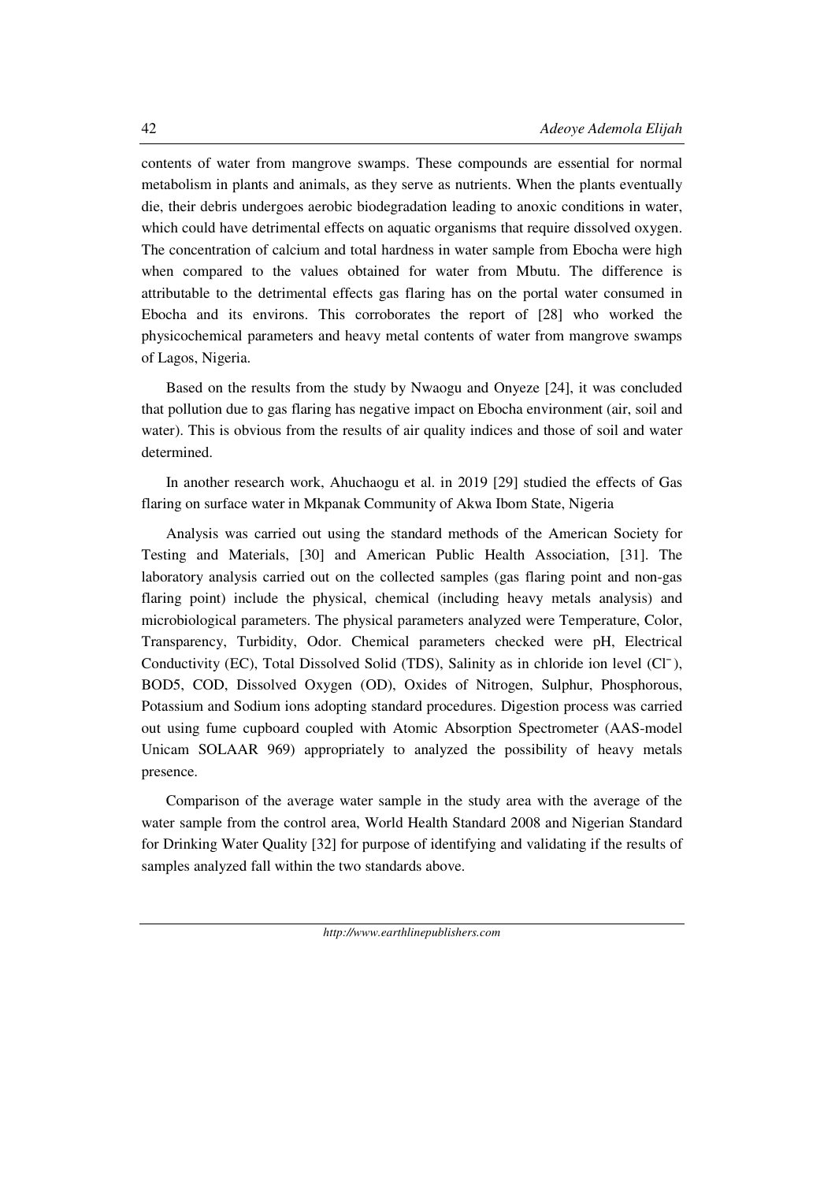contents of water from mangrove swamps. These compounds are essential for normal metabolism in plants and animals, as they serve as nutrients. When the plants eventually die, their debris undergoes aerobic biodegradation leading to anoxic conditions in water, which could have detrimental effects on aquatic organisms that require dissolved oxygen. The concentration of calcium and total hardness in water sample from Ebocha were high when compared to the values obtained for water from Mbutu. The difference is attributable to the detrimental effects gas flaring has on the portal water consumed in Ebocha and its environs. This corroborates the report of [28] who worked the physicochemical parameters and heavy metal contents of water from mangrove swamps of Lagos, Nigeria.

Based on the results from the study by Nwaogu and Onyeze [24], it was concluded that pollution due to gas flaring has negative impact on Ebocha environment (air, soil and water). This is obvious from the results of air quality indices and those of soil and water determined.

In another research work, Ahuchaogu et al. in 2019 [29] studied the effects of Gas flaring on surface water in Mkpanak Community of Akwa Ibom State, Nigeria

Analysis was carried out using the standard methods of the American Society for Testing and Materials, [30] and American Public Health Association, [31]. The laboratory analysis carried out on the collected samples (gas flaring point and non-gas flaring point) include the physical, chemical (including heavy metals analysis) and microbiological parameters. The physical parameters analyzed were Temperature, Color, Transparency, Turbidity, Odor. Chemical parameters checked were pH, Electrical Conductivity (EC), Total Dissolved Solid (TDS), Salinity as in chloride ion level ($Cl^-$), BOD5, COD, Dissolved Oxygen (OD), Oxides of Nitrogen, Sulphur, Phosphorous, Potassium and Sodium ions adopting standard procedures. Digestion process was carried out using fume cupboard coupled with Atomic Absorption Spectrometer (AAS-model Unicam SOLAAR 969) appropriately to analyzed the possibility of heavy metals presence.

Comparison of the average water sample in the study area with the average of the water sample from the control area, World Health Standard 2008 and Nigerian Standard for Drinking Water Quality [32] for purpose of identifying and validating if the results of samples analyzed fall within the two standards above.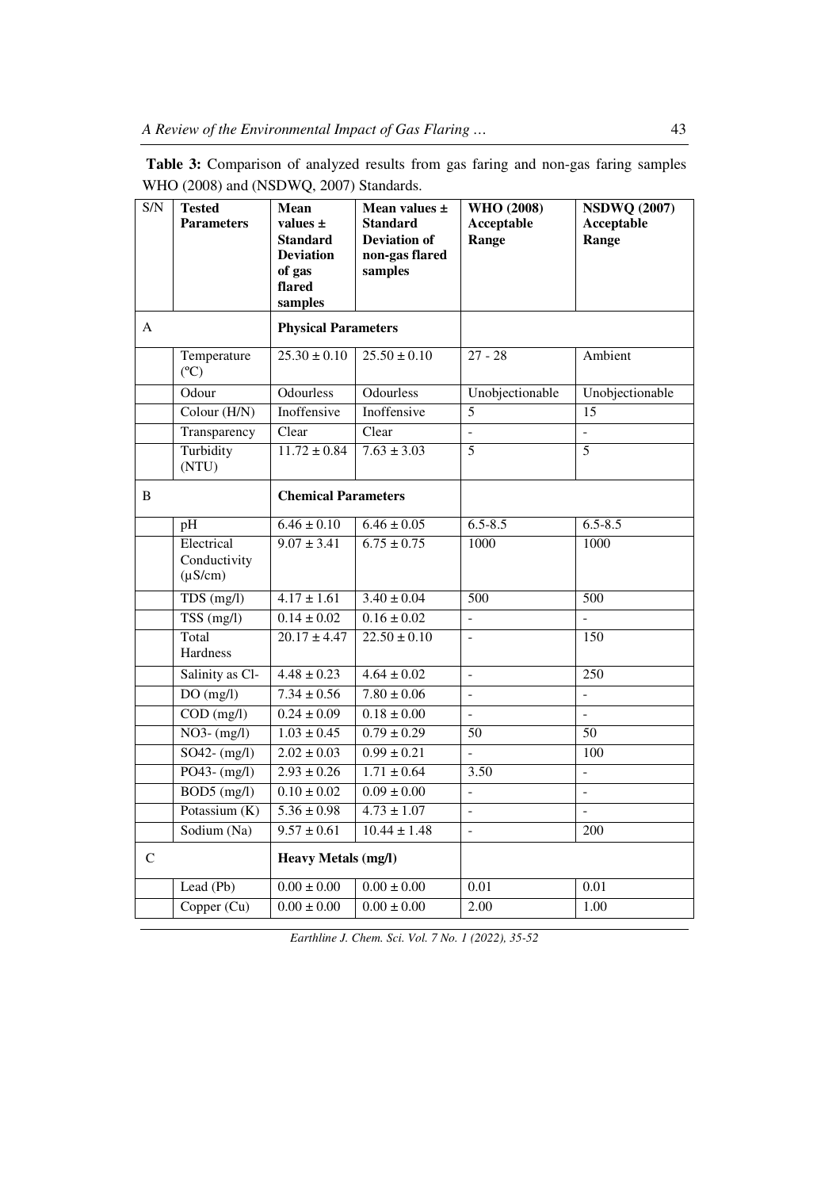**Table 3:** Comparison of analyzed results from gas faring and non-gas faring samples WHO (2008) and (NSDWQ, 2007) Standards.

| S/N | Tested Parameters | Mean values ± Standard Deviation of gas flared samples | Mean values ± Standard Deviation of non-gas flared samples | WHO (2008) Acceptable Range | NSDWQ (2007) Acceptable Range |
|---|---|---|---|---|---|
| A | | **Physical Parameters** | | | |
| | Temperature (ºC) | 25.30 ± 0.10 | 25.50 ± 0.10 | 27 - 28 | Ambient |
| | Odour | Odourless | Odourless | Unobjectionable | Unobjectionable |
| | Colour (H/N) | Inoffensive | Inoffensive | 5 | 15 |
| | Transparency | Clear | Clear | - | - |
| | Turbidity (NTU) | 11.72 ± 0.84 | 7.63 ± 3.03 | 5 | 5 |
| B | | **Chemical Parameters** | | | |
| | pH | 6.46 ± 0.10 | 6.46 ± 0.05 | 6.5-8.5 | 6.5-8.5 |
| | Electrical Conductivity (µS/cm) | 9.07 ± 3.41 | 6.75 ± 0.75 | 1000 | 1000 |
| | TDS (mg/l) | 4.17 ± 1.61 | 3.40 ± 0.04 | 500 | 500 |
| | TSS (mg/l) | 0.14 ± 0.02 | 0.16 ± 0.02 | - | - |
| | Total Hardness | 20.17 ± 4.47 | 22.50 ± 0.10 | - | 150 |
| | Salinity as $Cl^-$ | 4.48 ± 0.23 | 4.64 ± 0.02 | - | 250 |
| | DO (mg/l) | 7.34 ± 0.56 | 7.80 ± 0.06 | - | - |
| | COD (mg/l) | 0.24 ± 0.09 | 0.18 ± 0.00 | - | - |
| | $NO_3^-$ (mg/l) | 1.03 ± 0.45 | 0.79 ± 0.29 | 50 | 50 |
| | $SO_4^{2-}$ (mg/l) | 2.02 ± 0.03 | 0.99 ± 0.21 | - | 100 |
| | $PO_4^{3-}$ (mg/l) | 2.93 ± 0.26 | 1.71 ± 0.64 | 3.50 | - |
| | $BOD_5$ (mg/l) | 0.10 ± 0.02 | 0.09 ± 0.00 | - | - |
| | Potassium (K) | 5.36 ± 0.98 | 4.73 ± 1.07 | - | - |
| | Sodium (Na) | 9.57 ± 0.61 | 10.44 ± 1.48 | - | 200 |
| C | | **Heavy Metals (mg/l)** | | | |
| | Lead (Pb) | 0.00 ± 0.00 | 0.00 ± 0.00 | 0.01 | 0.01 |
| | Copper (Cu) | 0.00 ± 0.00 | 0.00 ± 0.00 | 2.00 | 1.00 |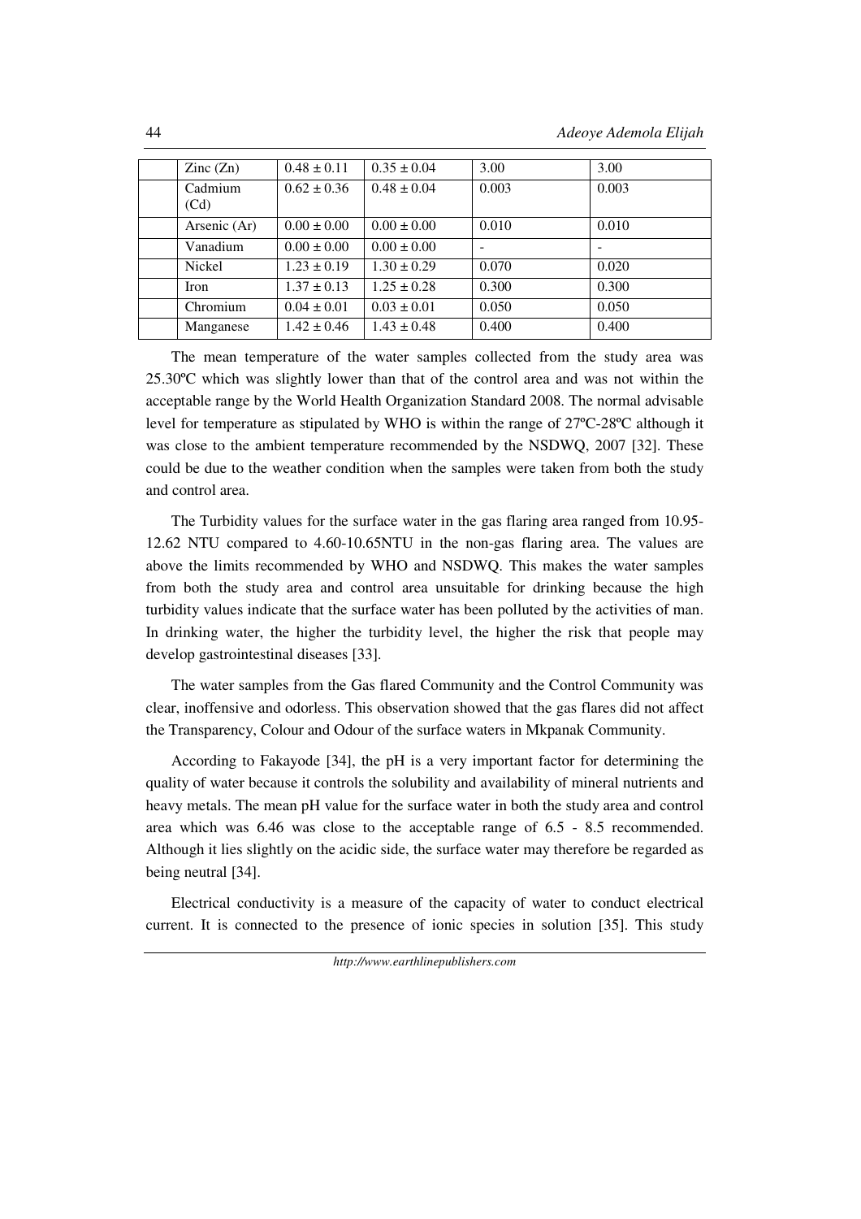| | Zinc (Zn) | 0.48 ± 0.11 | 0.35 ± 0.04 | 3.00 | 3.00 |
|---|---|---|---|---|---|
| | Cadmium (Cd) | 0.62 ± 0.36 | 0.48 ± 0.04 | 0.003 | 0.003 |
| | Arsenic (Ar) | 0.00 ± 0.00 | 0.00 ± 0.00 | 0.010 | 0.010 |
| | Vanadium | 0.00 ± 0.00 | 0.00 ± 0.00 | - | - |
| | Nickel | 1.23 ± 0.19 | 1.30 ± 0.29 | 0.070 | 0.020 |
| | Iron | 1.37 ± 0.13 | 1.25 ± 0.28 | 0.300 | 0.300 |
| | Chromium | 0.04 ± 0.01 | 0.03 ± 0.01 | 0.050 | 0.050 |
| | Manganese | 1.42 ± 0.46 | 1.43 ± 0.48 | 0.400 | 0.400 |

The mean temperature of the water samples collected from the study area was 25.30ºC which was slightly lower than that of the control area and was not within the acceptable range by the World Health Organization Standard 2008. The normal advisable level for temperature as stipulated by WHO is within the range of 27ºC-28ºC although it was close to the ambient temperature recommended by the NSDWQ, 2007 [32]. These could be due to the weather condition when the samples were taken from both the study and control area.

The Turbidity values for the surface water in the gas flaring area ranged from 10.95-12.62 NTU compared to 4.60-10.65NTU in the non-gas flaring area. The values are above the limits recommended by WHO and NSDWQ. This makes the water samples from both the study area and control area unsuitable for drinking because the high turbidity values indicate that the surface water has been polluted by the activities of man. In drinking water, the higher the turbidity level, the higher the risk that people may develop gastrointestinal diseases [33].

The water samples from the Gas flared Community and the Control Community was clear, inoffensive and odorless. This observation showed that the gas flares did not affect the Transparency, Colour and Odour of the surface waters in Mkpanak Community.

According to Fakayode [34], the pH is a very important factor for determining the quality of water because it controls the solubility and availability of mineral nutrients and heavy metals. The mean pH value for the surface water in both the study area and control area which was 6.46 was close to the acceptable range of 6.5 - 8.5 recommended. Although it lies slightly on the acidic side, the surface water may therefore be regarded as being neutral [34].

Electrical conductivity is a measure of the capacity of water to conduct electrical current. It is connected to the presence of ionic species in solution [35]. This study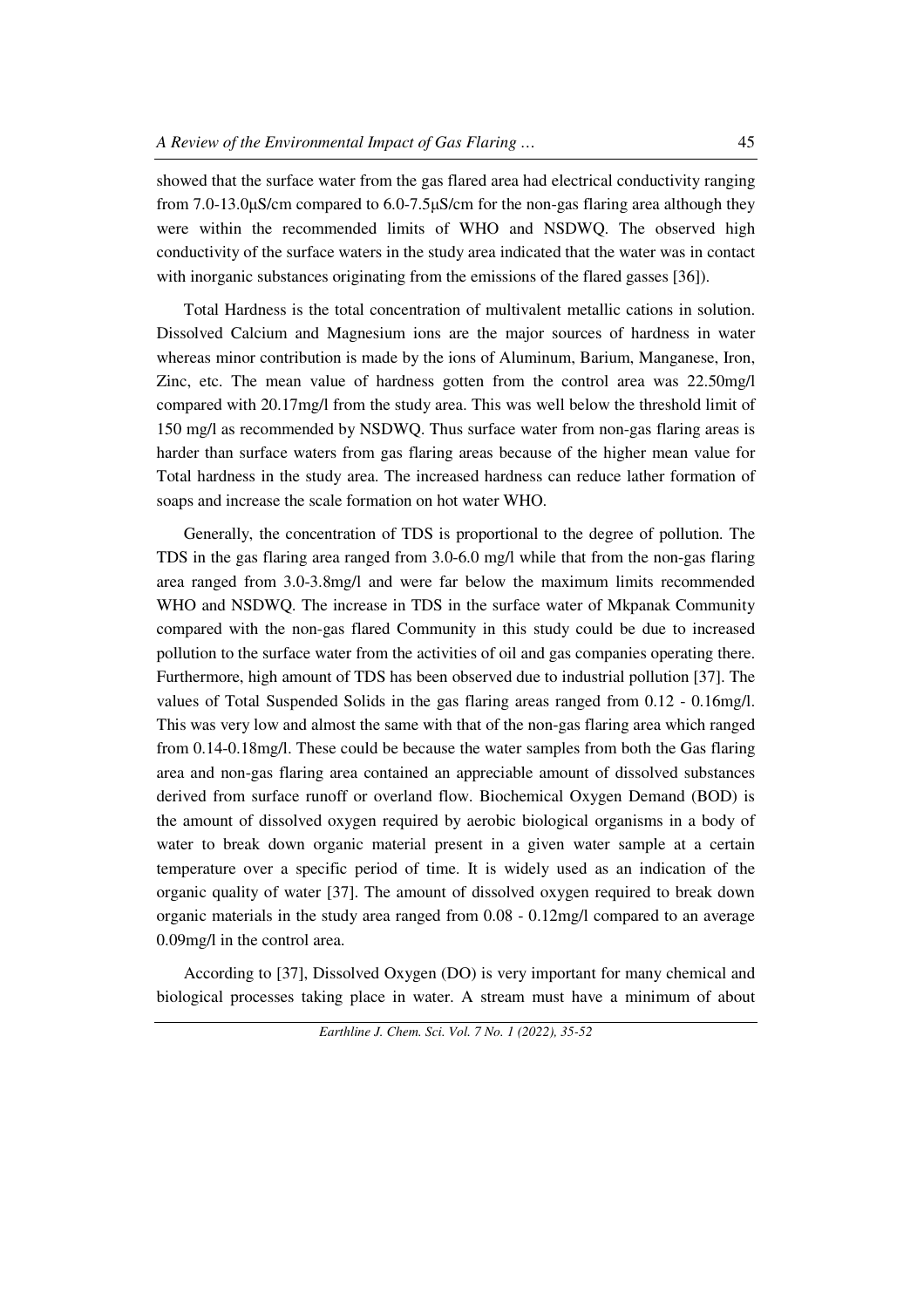showed that the surface water from the gas flared area had electrical conductivity ranging from 7.0-13.0μS/cm compared to 6.0-7.5μS/cm for the non-gas flaring area although they were within the recommended limits of WHO and NSDWQ. The observed high conductivity of the surface waters in the study area indicated that the water was in contact with inorganic substances originating from the emissions of the flared gasses [36]).

Total Hardness is the total concentration of multivalent metallic cations in solution. Dissolved Calcium and Magnesium ions are the major sources of hardness in water whereas minor contribution is made by the ions of Aluminum, Barium, Manganese, Iron, Zinc, etc. The mean value of hardness gotten from the control area was 22.50mg/l compared with 20.17mg/l from the study area. This was well below the threshold limit of 150 mg/l as recommended by NSDWQ. Thus surface water from non-gas flaring areas is harder than surface waters from gas flaring areas because of the higher mean value for Total hardness in the study area. The increased hardness can reduce lather formation of soaps and increase the scale formation on hot water WHO.

Generally, the concentration of TDS is proportional to the degree of pollution. The TDS in the gas flaring area ranged from 3.0-6.0 mg/l while that from the non-gas flaring area ranged from 3.0-3.8mg/l and were far below the maximum limits recommended WHO and NSDWQ. The increase in TDS in the surface water of Mkpanak Community compared with the non-gas flared Community in this study could be due to increased pollution to the surface water from the activities of oil and gas companies operating there. Furthermore, high amount of TDS has been observed due to industrial pollution [37]. The values of Total Suspended Solids in the gas flaring areas ranged from 0.12 - 0.16mg/l. This was very low and almost the same with that of the non-gas flaring area which ranged from 0.14-0.18mg/l. These could be because the water samples from both the Gas flaring area and non-gas flaring area contained an appreciable amount of dissolved substances derived from surface runoff or overland flow. Biochemical Oxygen Demand (BOD) is the amount of dissolved oxygen required by aerobic biological organisms in a body of water to break down organic material present in a given water sample at a certain temperature over a specific period of time. It is widely used as an indication of the organic quality of water [37]. The amount of dissolved oxygen required to break down organic materials in the study area ranged from 0.08 - 0.12mg/l compared to an average 0.09mg/l in the control area.

According to [37], Dissolved Oxygen (DO) is very important for many chemical and biological processes taking place in water. A stream must have a minimum of about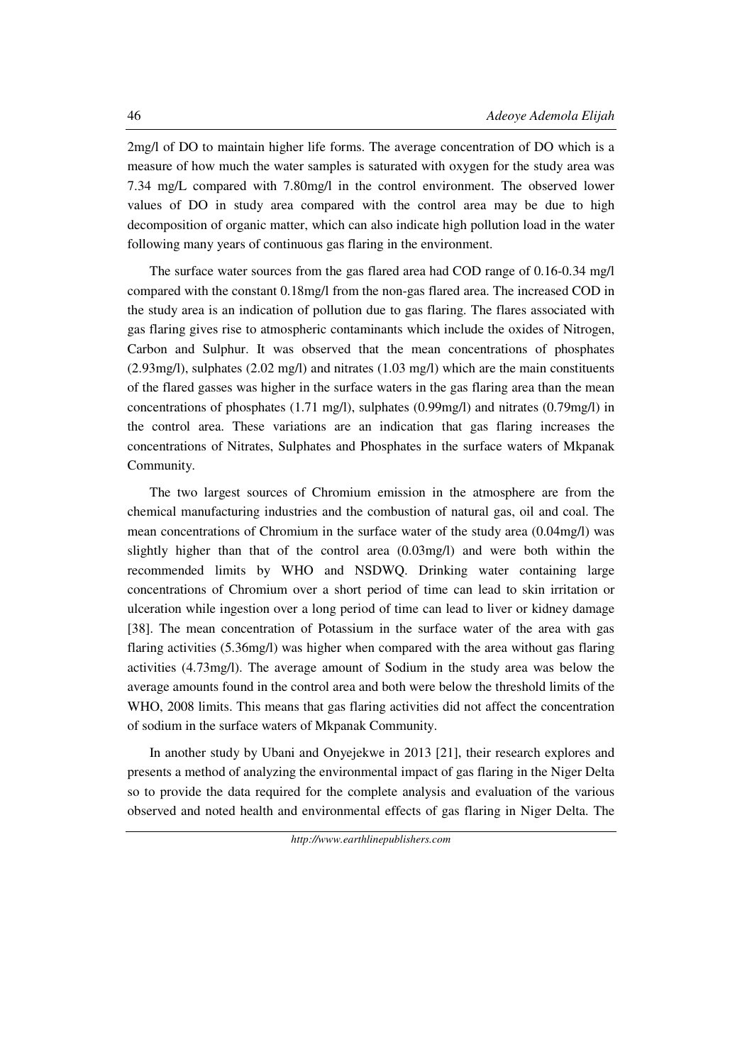2mg/l of DO to maintain higher life forms. The average concentration of DO which is a measure of how much the water samples is saturated with oxygen for the study area was 7.34 mg/L compared with 7.80mg/l in the control environment. The observed lower values of DO in study area compared with the control area may be due to high decomposition of organic matter, which can also indicate high pollution load in the water following many years of continuous gas flaring in the environment.

The surface water sources from the gas flared area had COD range of 0.16-0.34 mg/l compared with the constant 0.18mg/l from the non-gas flared area. The increased COD in the study area is an indication of pollution due to gas flaring. The flares associated with gas flaring gives rise to atmospheric contaminants which include the oxides of Nitrogen, Carbon and Sulphur. It was observed that the mean concentrations of phosphates (2.93mg/l), sulphates (2.02 mg/l) and nitrates (1.03 mg/l) which are the main constituents of the flared gasses was higher in the surface waters in the gas flaring area than the mean concentrations of phosphates (1.71 mg/l), sulphates (0.99mg/l) and nitrates (0.79mg/l) in the control area. These variations are an indication that gas flaring increases the concentrations of Nitrates, Sulphates and Phosphates in the surface waters of Mkpanak Community.

The two largest sources of Chromium emission in the atmosphere are from the chemical manufacturing industries and the combustion of natural gas, oil and coal. The mean concentrations of Chromium in the surface water of the study area (0.04mg/l) was slightly higher than that of the control area (0.03mg/l) and were both within the recommended limits by WHO and NSDWQ. Drinking water containing large concentrations of Chromium over a short period of time can lead to skin irritation or ulceration while ingestion over a long period of time can lead to liver or kidney damage [38]. The mean concentration of Potassium in the surface water of the area with gas flaring activities (5.36mg/l) was higher when compared with the area without gas flaring activities (4.73mg/l). The average amount of Sodium in the study area was below the average amounts found in the control area and both were below the threshold limits of the WHO, 2008 limits. This means that gas flaring activities did not affect the concentration of sodium in the surface waters of Mkpanak Community.

In another study by Ubani and Onyejekwe in 2013 [21], their research explores and presents a method of analyzing the environmental impact of gas flaring in the Niger Delta so to provide the data required for the complete analysis and evaluation of the various observed and noted health and environmental effects of gas flaring in Niger Delta. The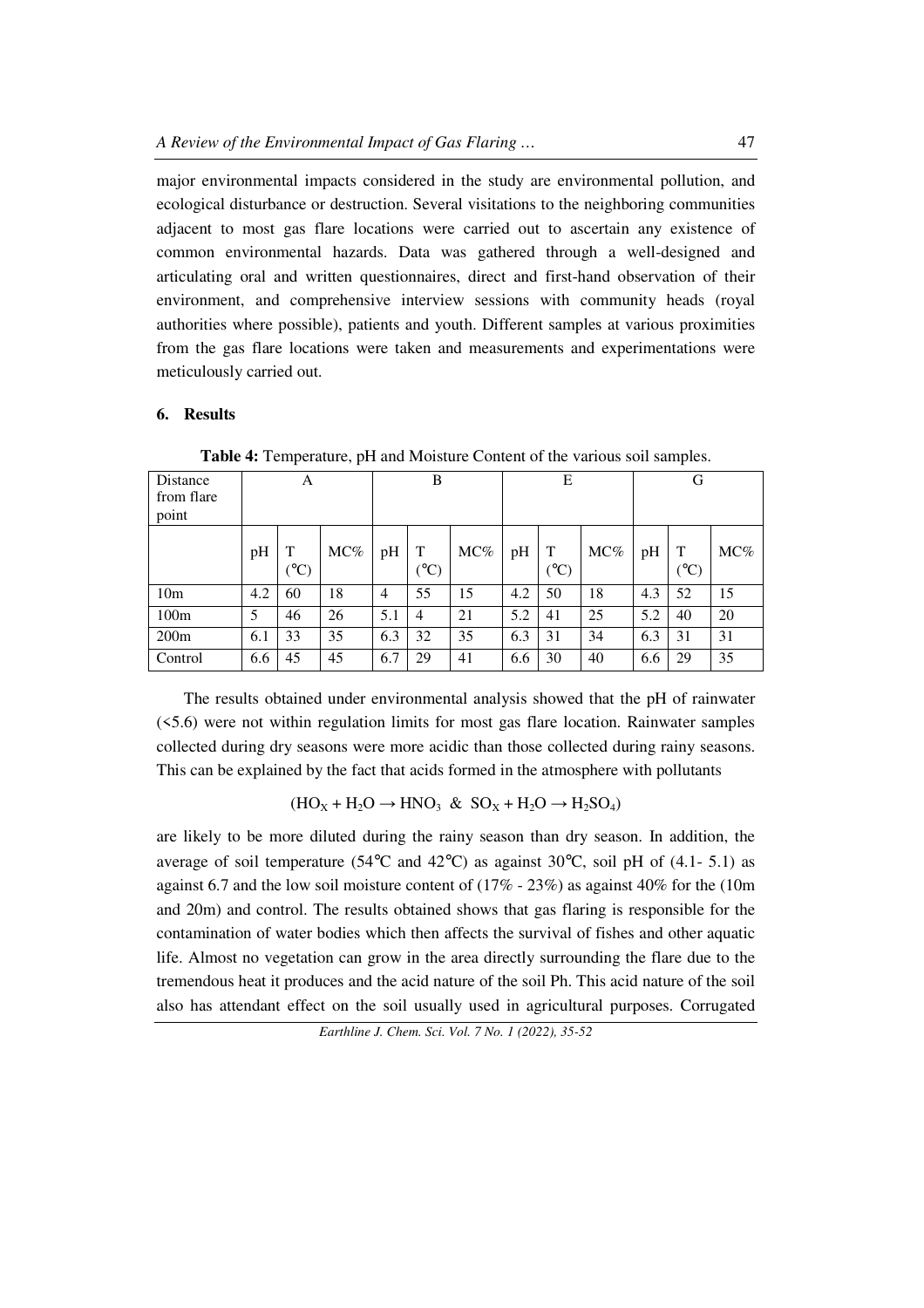major environmental impacts considered in the study are environmental pollution, and ecological disturbance or destruction. Several visitations to the neighboring communities adjacent to most gas flare locations were carried out to ascertain any existence of common environmental hazards. Data was gathered through a well-designed and articulating oral and written questionnaires, direct and first-hand observation of their environment, and comprehensive interview sessions with community heads (royal authorities where possible), patients and youth. Different samples at various proximities from the gas flare locations were taken and measurements and experimentations were meticulously carried out.

## 6. Results

**Table 4:** Temperature, pH and Moisture Content of the various soil samples.

| Distance from flare point | A | | | B | | | E | | | G | | |
|---|---|---|---|---|---|---|---|---|---|---|---|---|
| | pH | T (℃) | MC% | pH | T (℃) | MC% | pH | T (℃) | MC% | pH | T (℃) | MC% |
| 10m | 4.2 | 60 | 18 | 4 | 55 | 15 | 4.2 | 50 | 18 | 4.3 | 52 | 15 |
| 100m | 5 | 46 | 26 | 5.1 | 4 | 21 | 5.2 | 41 | 25 | 5.2 | 40 | 20 |
| 200m | 6.1 | 33 | 35 | 6.3 | 32 | 35 | 6.3 | 31 | 34 | 6.3 | 31 | 31 |
| Control | 6.6 | 45 | 45 | 6.7 | 29 | 41 | 6.6 | 30 | 40 | 6.6 | 29 | 35 |

The results obtained under environmental analysis showed that the pH of rainwater (<5.6) were not within regulation limits for most gas flare location. Rainwater samples collected during dry seasons were more acidic than those collected during rainy seasons. This can be explained by the fact that acids formed in the atmosphere with pollutants

$$(HO_X + H_2O \rightarrow HNO_3 \ \ \& \ \ SO_X + H_2O \rightarrow H_2SO_4)$$

are likely to be more diluted during the rainy season than dry season. In addition, the average of soil temperature (54℃ and 42℃) as against 30℃, soil pH of (4.1- 5.1) as against 6.7 and the low soil moisture content of (17% - 23%) as against 40% for the (10m and 20m) and control. The results obtained shows that gas flaring is responsible for the contamination of water bodies which then affects the survival of fishes and other aquatic life. Almost no vegetation can grow in the area directly surrounding the flare due to the tremendous heat it produces and the acid nature of the soil Ph. This acid nature of the soil also has attendant effect on the soil usually used in agricultural purposes. Corrugated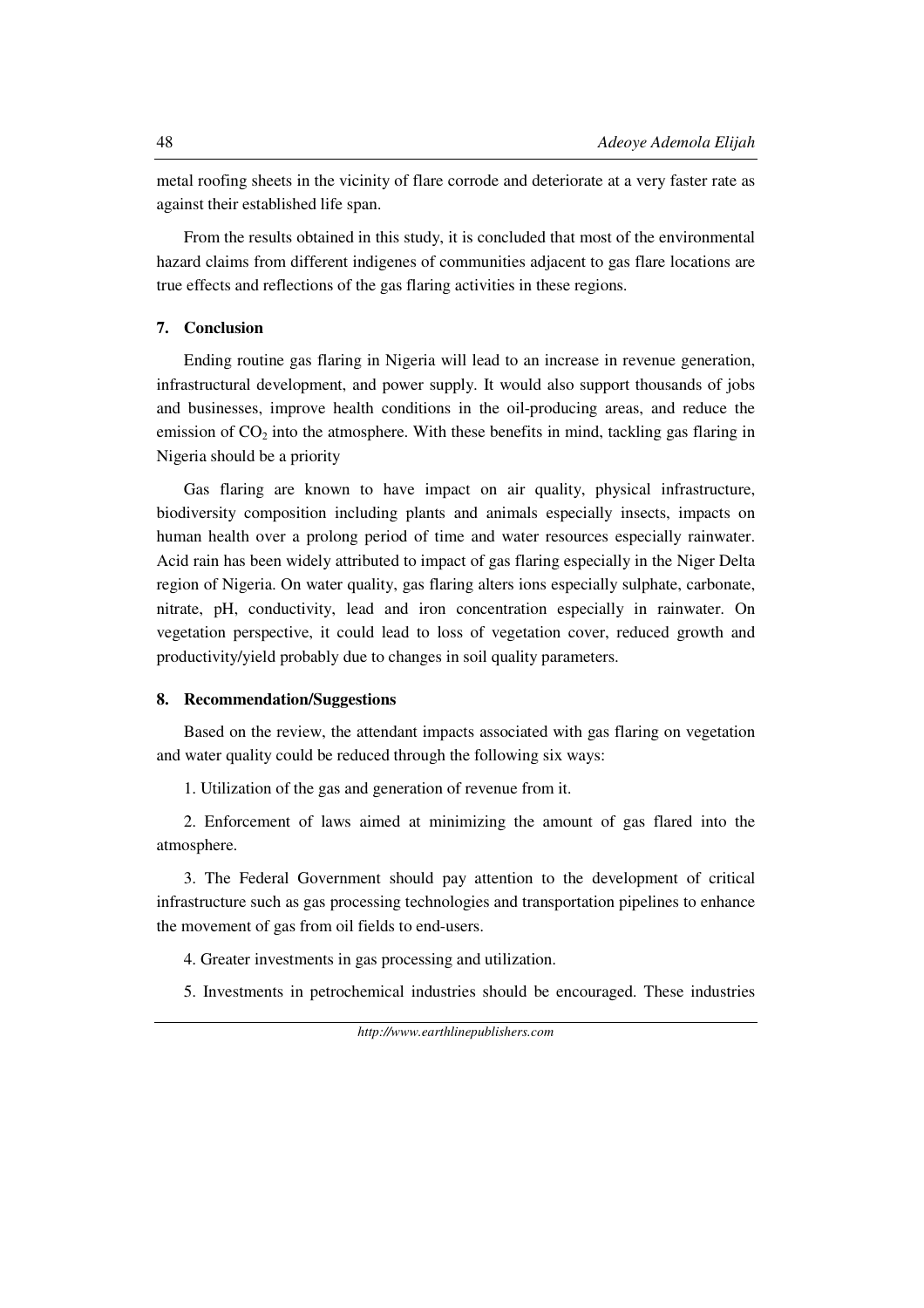metal roofing sheets in the vicinity of flare corrode and deteriorate at a very faster rate as against their established life span.

From the results obtained in this study, it is concluded that most of the environmental hazard claims from different indigenes of communities adjacent to gas flare locations are true effects and reflections of the gas flaring activities in these regions.

## 7. Conclusion

Ending routine gas flaring in Nigeria will lead to an increase in revenue generation, infrastructural development, and power supply. It would also support thousands of jobs and businesses, improve health conditions in the oil-producing areas, and reduce the emission of $CO_2$ into the atmosphere. With these benefits in mind, tackling gas flaring in Nigeria should be a priority

Gas flaring are known to have impact on air quality, physical infrastructure, biodiversity composition including plants and animals especially insects, impacts on human health over a prolong period of time and water resources especially rainwater. Acid rain has been widely attributed to impact of gas flaring especially in the Niger Delta region of Nigeria. On water quality, gas flaring alters ions especially sulphate, carbonate, nitrate, pH, conductivity, lead and iron concentration especially in rainwater. On vegetation perspective, it could lead to loss of vegetation cover, reduced growth and productivity/yield probably due to changes in soil quality parameters.

## 8. Recommendation/Suggestions

Based on the review, the attendant impacts associated with gas flaring on vegetation and water quality could be reduced through the following six ways:

1. Utilization of the gas and generation of revenue from it.

2. Enforcement of laws aimed at minimizing the amount of gas flared into the atmosphere.

3. The Federal Government should pay attention to the development of critical infrastructure such as gas processing technologies and transportation pipelines to enhance the movement of gas from oil fields to end-users.

4. Greater investments in gas processing and utilization.

5. Investments in petrochemical industries should be encouraged. These industries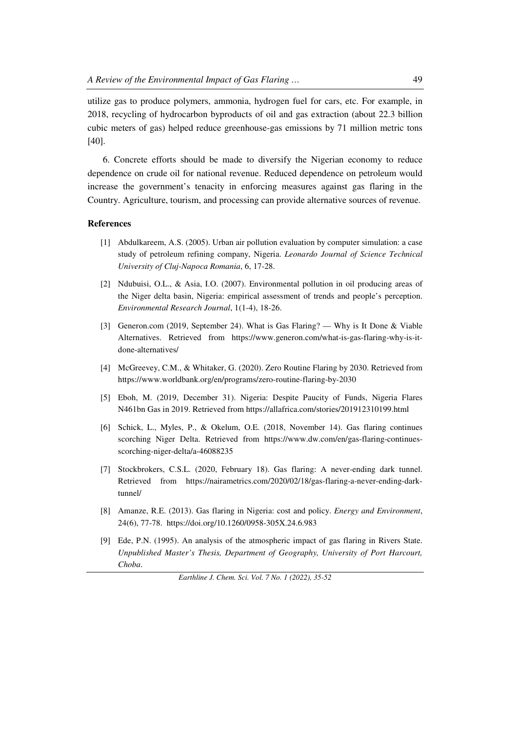utilize gas to produce polymers, ammonia, hydrogen fuel for cars, etc. For example, in 2018, recycling of hydrocarbon byproducts of oil and gas extraction (about 22.3 billion cubic meters of gas) helped reduce greenhouse-gas emissions by 71 million metric tons [40].

6. Concrete efforts should be made to diversify the Nigerian economy to reduce dependence on crude oil for national revenue. Reduced dependence on petroleum would increase the government's tenacity in enforcing measures against gas flaring in the Country. Agriculture, tourism, and processing can provide alternative sources of revenue.

## References

[1] Abdulkareem, A.S. (2005). Urban air pollution evaluation by computer simulation: a case study of petroleum refining company, Nigeria. *Leonardo Journal of Science Technical University of Cluj-Napoca Romania*, 6, 17-28.

[2] Ndubuisi, O.L., & Asia, I.O. (2007). Environmental pollution in oil producing areas of the Niger delta basin, Nigeria: empirical assessment of trends and people's perception. *Environmental Research Journal*, 1(1-4), 18-26.

[3] Generon.com (2019, September 24). What is Gas Flaring? — Why is It Done & Viable Alternatives. Retrieved from https://www.generon.com/what-is-gas-flaring-why-is-it-done-alternatives/

[4] McGreevey, C.M., & Whitaker, G. (2020). Zero Routine Flaring by 2030. Retrieved from https://www.worldbank.org/en/programs/zero-routine-flaring-by-2030

[5] Eboh, M. (2019, December 31). Nigeria: Despite Paucity of Funds, Nigeria Flares N461bn Gas in 2019. Retrieved from https://allafrica.com/stories/201912310199.html

[6] Schick, L., Myles, P., & Okelum, O.E. (2018, November 14). Gas flaring continues scorching Niger Delta. Retrieved from https://www.dw.com/en/gas-flaring-continues-scorching-niger-delta/a-46088235

[7] Stockbrokers, C.S.L. (2020, February 18). Gas flaring: A never-ending dark tunnel. Retrieved from https://nairametrics.com/2020/02/18/gas-flaring-a-never-ending-dark-tunnel/

[8] Amanze, R.E. (2013). Gas flaring in Nigeria: cost and policy. *Energy and Environment*, 24(6), 77-78. https://doi.org/10.1260/0958-305X.24.6.983

[9] Ede, P.N. (1995). An analysis of the atmospheric impact of gas flaring in Rivers State. *Unpublished Master's Thesis, Department of Geography, University of Port Harcourt, Choba*.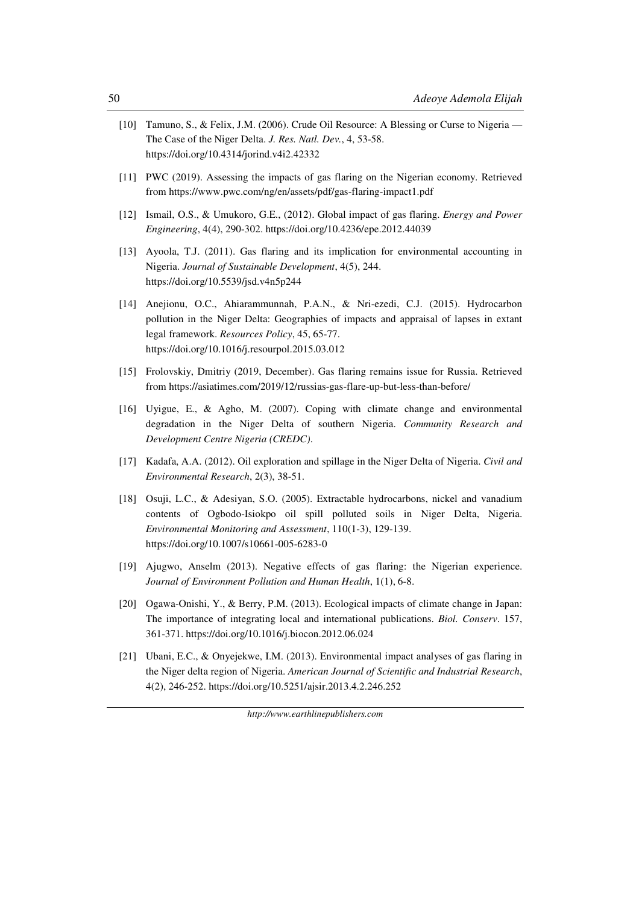[10] Tamuno, S., & Felix, J.M. (2006). Crude Oil Resource: A Blessing or Curse to Nigeria — The Case of the Niger Delta. *J. Res. Natl. Dev.*, 4, 53-58. https://doi.org/10.4314/jorind.v4i2.42332

[11] PWC (2019). Assessing the impacts of gas flaring on the Nigerian economy. Retrieved from https://www.pwc.com/ng/en/assets/pdf/gas-flaring-impact1.pdf

[12] Ismail, O.S., & Umukoro, G.E., (2012). Global impact of gas flaring. *Energy and Power Engineering*, 4(4), 290-302. https://doi.org/10.4236/epe.2012.44039

[13] Ayoola, T.J. (2011). Gas flaring and its implication for environmental accounting in Nigeria. *Journal of Sustainable Development*, 4(5), 244. https://doi.org/10.5539/jsd.v4n5p244

[14] Anejionu, O.C., Ahiarammunnah, P.A.N., & Nri-ezedi, C.J. (2015). Hydrocarbon pollution in the Niger Delta: Geographies of impacts and appraisal of lapses in extant legal framework. *Resources Policy*, 45, 65-77. https://doi.org/10.1016/j.resourpol.2015.03.012

[15] Frolovskiy, Dmitriy (2019, December). Gas flaring remains issue for Russia. Retrieved from https://asiatimes.com/2019/12/russias-gas-flare-up-but-less-than-before/

[16] Uyigue, E., & Agho, M. (2007). Coping with climate change and environmental degradation in the Niger Delta of southern Nigeria. *Community Research and Development Centre Nigeria (CREDC)*.

[17] Kadafa, A.A. (2012). Oil exploration and spillage in the Niger Delta of Nigeria. *Civil and Environmental Research*, 2(3), 38-51.

[18] Osuji, L.C., & Adesiyan, S.O. (2005). Extractable hydrocarbons, nickel and vanadium contents of Ogbodo-Isiokpo oil spill polluted soils in Niger Delta, Nigeria. *Environmental Monitoring and Assessment*, 110(1-3), 129-139. https://doi.org/10.1007/s10661-005-6283-0

[19] Ajugwo, Anselm (2013). Negative effects of gas flaring: the Nigerian experience. *Journal of Environment Pollution and Human Health*, 1(1), 6-8.

[20] Ogawa-Onishi, Y., & Berry, P.M. (2013). Ecological impacts of climate change in Japan: The importance of integrating local and international publications. *Biol. Conserv*. 157, 361-371. https://doi.org/10.1016/j.biocon.2012.06.024

[21] Ubani, E.C., & Onyejekwe, I.M. (2013). Environmental impact analyses of gas flaring in the Niger delta region of Nigeria. *American Journal of Scientific and Industrial Research*, 4(2), 246-252. https://doi.org/10.5251/ajsir.2013.4.2.246.252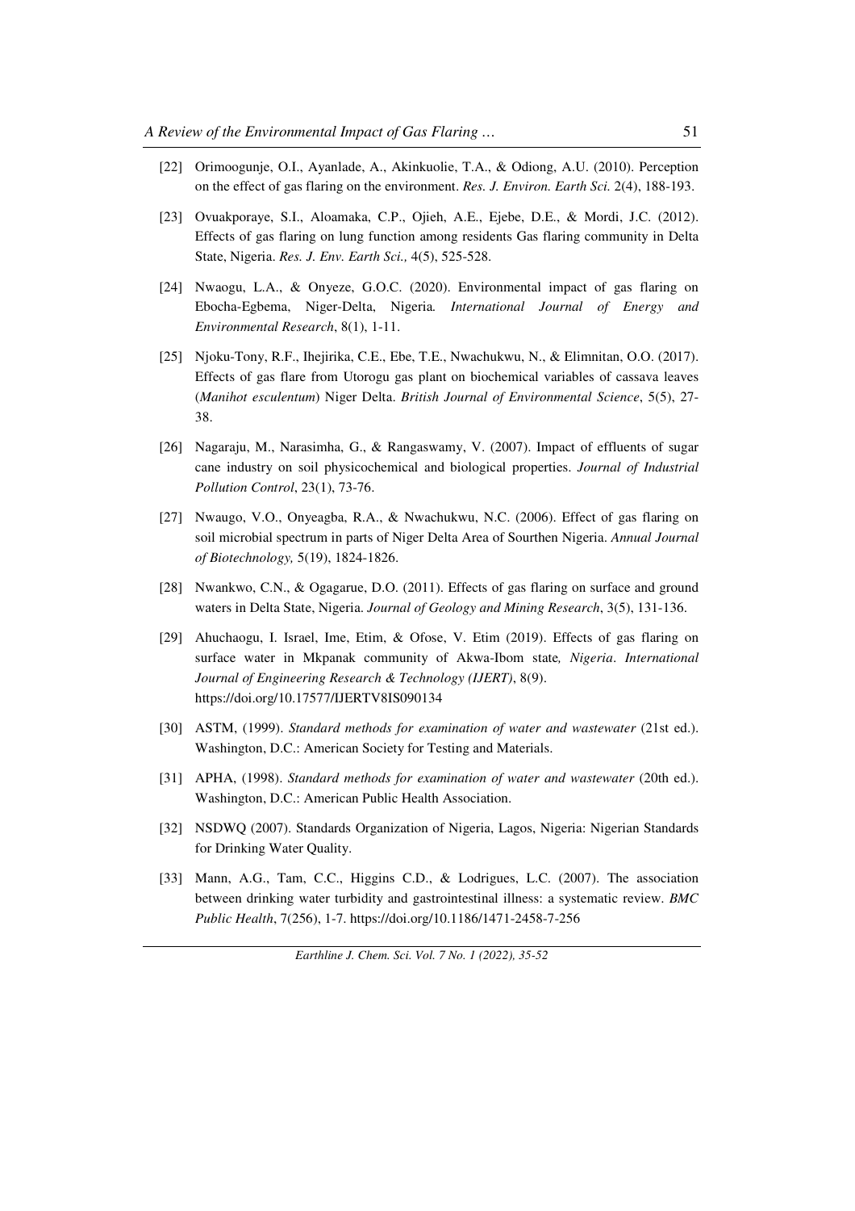[22] Orimoogunje, O.I., Ayanlade, A., Akinkuolie, T.A., & Odiong, A.U. (2010). Perception on the effect of gas flaring on the environment. *Res. J. Environ. Earth Sci.* 2(4), 188-193.

[23] Ovuakporaye, S.I., Aloamaka, C.P., Ojieh, A.E., Ejebe, D.E., & Mordi, J.C. (2012). Effects of gas flaring on lung function among residents Gas flaring community in Delta State, Nigeria. *Res. J. Env. Earth Sci.,* 4(5), 525-528.

[24] Nwaogu, L.A., & Onyeze, G.O.C. (2020). Environmental impact of gas flaring on Ebocha-Egbema, Niger-Delta, Nigeria. *International Journal of Energy and Environmental Research*, 8(1), 1-11.

[25] Njoku-Tony, R.F., Ihejirika, C.E., Ebe, T.E., Nwachukwu, N., & Elimnitan, O.O. (2017). Effects of gas flare from Utorogu gas plant on biochemical variables of cassava leaves (*Manihot esculentum*) Niger Delta. *British Journal of Environmental Science*, 5(5), 27-38.

[26] Nagaraju, M., Narasimha, G., & Rangaswamy, V. (2007). Impact of effluents of sugar cane industry on soil physicochemical and biological properties. *Journal of Industrial Pollution Control*, 23(1), 73-76.

[27] Nwaugo, V.O., Onyeagba, R.A., & Nwachukwu, N.C. (2006). Effect of gas flaring on soil microbial spectrum in parts of Niger Delta Area of Sourthen Nigeria. *Annual Journal of Biotechnology,* 5(19), 1824-1826.

[28] Nwankwo, C.N., & Ogagarue, D.O. (2011). Effects of gas flaring on surface and ground waters in Delta State, Nigeria. *Journal of Geology and Mining Research*, 3(5), 131-136.

[29] Ahuchaogu, I. Israel, Ime, Etim, & Ofose, V. Etim (2019). Effects of gas flaring on surface water in Mkpanak community of Akwa-Ibom state*, Nigeria*. *International Journal of Engineering Research & Technology (IJERT)*, 8(9). https://doi.org/10.17577/IJERTV8IS090134

[30] ASTM, (1999). *Standard methods for examination of water and wastewater* (21st ed.). Washington, D.C.: American Society for Testing and Materials.

[31] APHA, (1998). *Standard methods for examination of water and wastewater* (20th ed.). Washington, D.C.: American Public Health Association.

[32] NSDWQ (2007). Standards Organization of Nigeria, Lagos, Nigeria: Nigerian Standards for Drinking Water Quality.

[33] Mann, A.G., Tam, C.C., Higgins C.D., & Lodrigues, L.C. (2007). The association between drinking water turbidity and gastrointestinal illness: a systematic review. *BMC Public Health*, 7(256), 1-7. https://doi.org/10.1186/1471-2458-7-256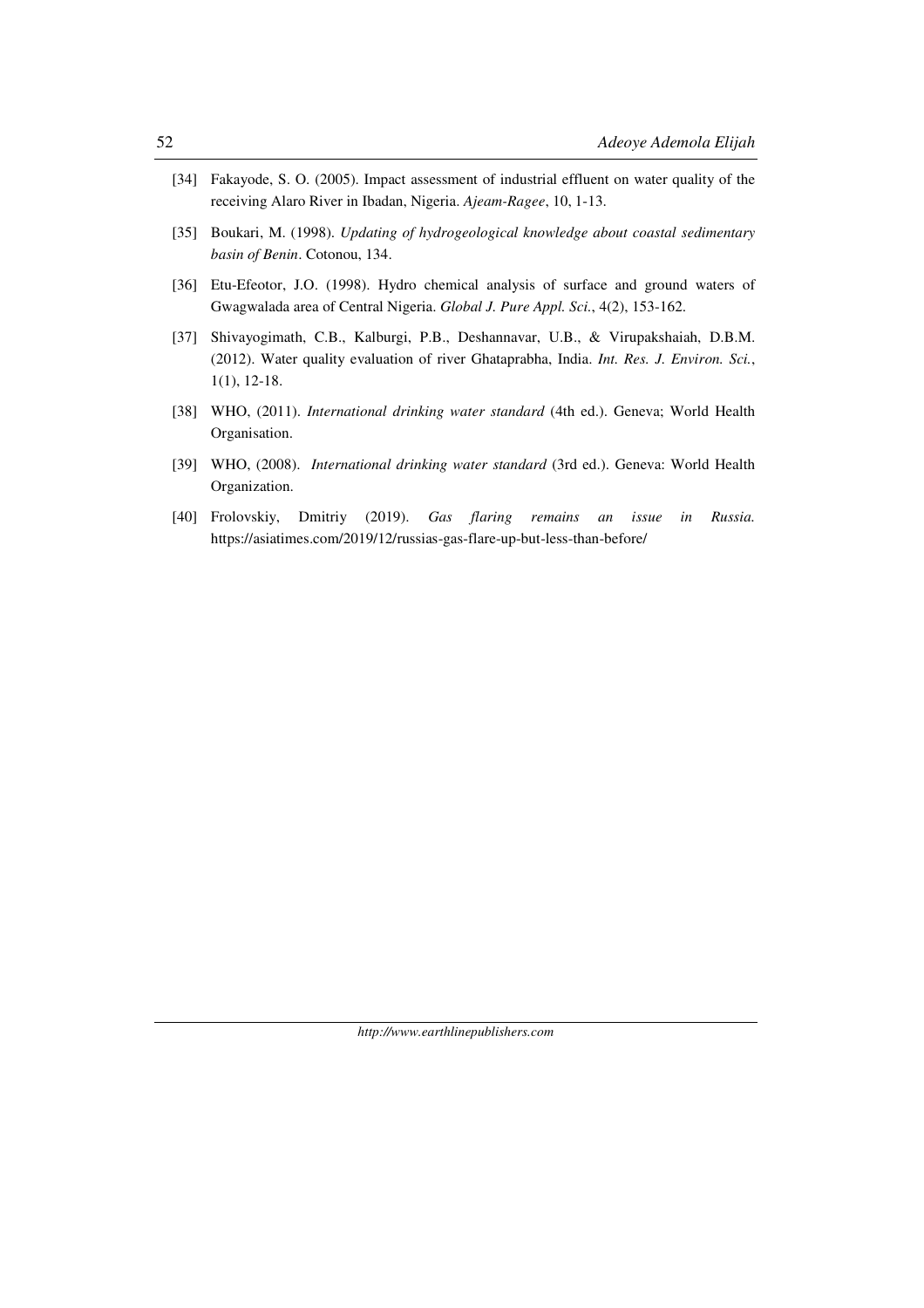[34] Fakayode, S. O. (2005). Impact assessment of industrial effluent on water quality of the receiving Alaro River in Ibadan, Nigeria. *Ajeam-Ragee*, 10, 1-13.

[35] Boukari, M. (1998). *Updating of hydrogeological knowledge about coastal sedimentary basin of Benin*. Cotonou, 134.

[36] Etu-Efeotor, J.O. (1998). Hydro chemical analysis of surface and ground waters of Gwagwalada area of Central Nigeria. *Global J. Pure Appl. Sci*., 4(2), 153-162.

[37] Shivayogimath, C.B., Kalburgi, P.B., Deshannavar, U.B., & Virupakshaiah, D.B.M. (2012). Water quality evaluation of river Ghataprabha, India. *Int. Res. J. Environ. Sci.*, 1(1), 12-18.

[38] WHO, (2011). *International drinking water standard* (4th ed.). Geneva; World Health Organisation.

[39] WHO, (2008). *International drinking water standard* (3rd ed.). Geneva: World Health Organization.

[40] Frolovskiy, Dmitriy (2019). *Gas flaring remains an issue in Russia.* https://asiatimes.com/2019/12/russias-gas-flare-up-but-less-than-before/